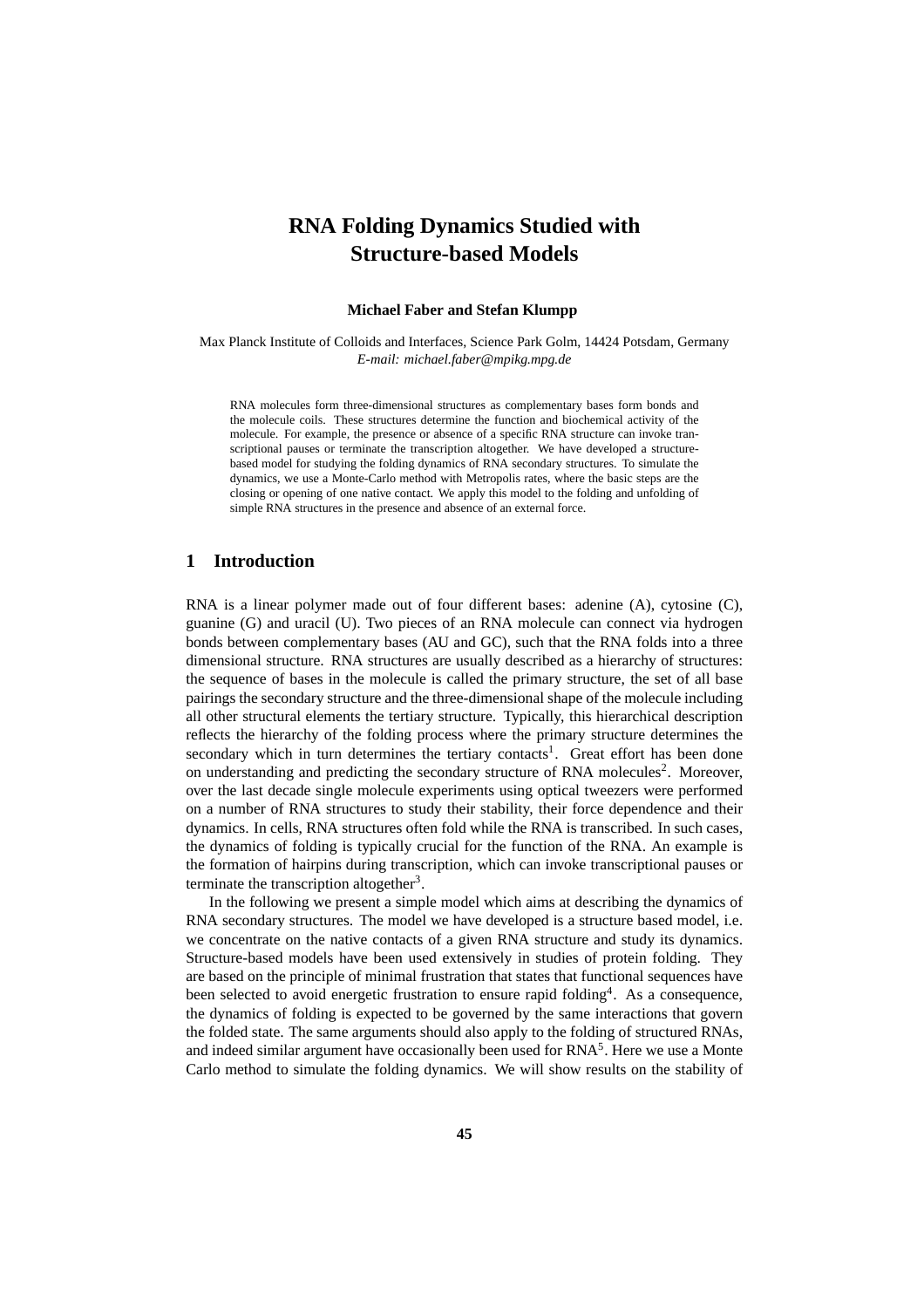# RNA Folding Dynamics Studied with Structure-based Models

**Michael Faber and Stefan Klumpp**

Max Planck Institute of Colloids and Interfaces, Science Park Golm, 14424 Potsdam, Germany
*E-mail: michael.faber@mpikg.mpg.de*

RNA molecules form three-dimensional structures as complementary bases form bonds and the molecule coils. These structures determine the function and biochemical activity of the molecule. For example, the presence or absence of a specific RNA structure can invoke transcriptional pauses or terminate the transcription altogether. We have developed a structure-based model for studying the folding dynamics of RNA secondary structures. To simulate the dynamics, we use a Monte-Carlo method with Metropolis rates, where the basic steps are the closing or opening of one native contact. We apply this model to the folding and unfolding of simple RNA structures in the presence and absence of an external force.

## 1 Introduction

RNA is a linear polymer made out of four different bases: adenine (A), cytosine (C), guanine (G) and uracil (U). Two pieces of an RNA molecule can connect via hydrogen bonds between complementary bases (AU and GC), such that the RNA folds into a three dimensional structure. RNA structures are usually described as a hierarchy of structures: the sequence of bases in the molecule is called the primary structure, the set of all base pairings the secondary structure and the three-dimensional shape of the molecule including all other structural elements the tertiary structure. Typically, this hierarchical description reflects the hierarchy of the folding process where the primary structure determines the secondary which in turn determines the tertiary contacts[1]. Great effort has been done on understanding and predicting the secondary structure of RNA molecules[2]. Moreover, over the last decade single molecule experiments using optical tweezers were performed on a number of RNA structures to study their stability, their force dependence and their dynamics. In cells, RNA structures often fold while the RNA is transcribed. In such cases, the dynamics of folding is typically crucial for the function of the RNA. An example is the formation of hairpins during transcription, which can invoke transcriptional pauses or terminate the transcription altogether[3].

In the following we present a simple model which aims at describing the dynamics of RNA secondary structures. The model we have developed is a structure based model, i.e. we concentrate on the native contacts of a given RNA structure and study its dynamics. Structure-based models have been used extensively in studies of protein folding. They are based on the principle of minimal frustration that states that functional sequences have been selected to avoid energetic frustration to ensure rapid folding[4]. As a consequence, the dynamics of folding is expected to be governed by the same interactions that govern the folded state. The same arguments should also apply to the folding of structured RNAs, and indeed similar argument have occasionally been used for RNA[5]. Here we use a Monte Carlo method to simulate the folding dynamics. We will show results on the stability of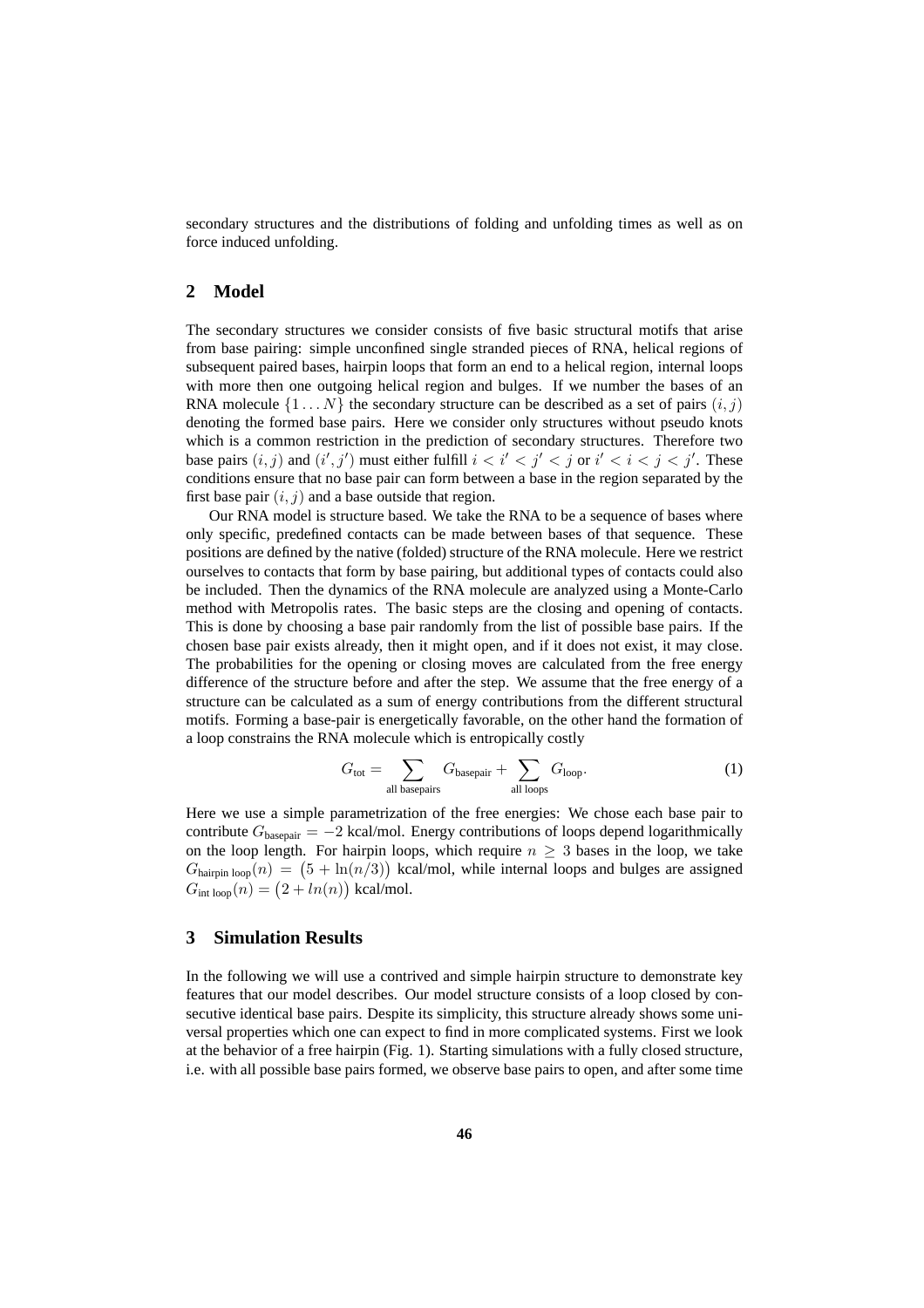secondary structures and the distributions of folding and unfolding times as well as on force induced unfolding.

## 2 Model

The secondary structures we consider consists of five basic structural motifs that arise from base pairing: simple unconfined single stranded pieces of RNA, helical regions of subsequent paired bases, hairpin loops that form an end to a helical region, internal loops with more then one outgoing helical region and bulges. If we number the bases of an RNA molecule $\{1 \dots N\}$ the secondary structure can be described as a set of pairs $(i, j)$ denoting the formed base pairs. Here we consider only structures without pseudo knots which is a common restriction in the prediction of secondary structures. Therefore two base pairs $(i, j)$ and $(i', j')$ must either fulfill $i < i' < j' < j$ or $i' < i < j < j'$. These conditions ensure that no base pair can form between a base in the region separated by the first base pair $(i, j)$ and a base outside that region.

Our RNA model is structure based. We take the RNA to be a sequence of bases where only specific, predefined contacts can be made between bases of that sequence. These positions are defined by the native (folded) structure of the RNA molecule. Here we restrict ourselves to contacts that form by base pairing, but additional types of contacts could also be included. Then the dynamics of the RNA molecule are analyzed using a Monte-Carlo method with Metropolis rates. The basic steps are the closing and opening of contacts. This is done by choosing a base pair randomly from the list of possible base pairs. If the chosen base pair exists already, then it might open, and if it does not exist, it may close. The probabilities for the opening or closing moves are calculated from the free energy difference of the structure before and after the step. We assume that the free energy of a structure can be calculated as a sum of energy contributions from the different structural motifs. Forming a base-pair is energetically favorable, on the other hand the formation of a loop constrains the RNA molecule which is entropically costly

$$G_{\text{tot}} = \sum_{\text{all basepairs}} G_{\text{basepair}} + \sum_{\text{all loops}} G_{\text{loop}}. \tag{1}$$

Here we use a simple parametrization of the free energies: We chose each base pair to contribute $G_{\text{basepair}} = -2$ kcal/mol. Energy contributions of loops depend logarithmically on the loop length. For hairpin loops, which require $n \geq 3$ bases in the loop, we take $G_{\text{hairpin loop}}(n) = \big(5 + \ln(n/3)\big)$ kcal/mol, while internal loops and bulges are assigned $G_{\text{int loop}}(n) = \big(2 + ln(n)\big)$ kcal/mol.

## 3 Simulation Results

In the following we will use a contrived and simple hairpin structure to demonstrate key features that our model describes. Our model structure consists of a loop closed by consecutive identical base pairs. Despite its simplicity, this structure already shows some universal properties which one can expect to find in more complicated systems. First we look at the behavior of a free hairpin (Fig. 1). Starting simulations with a fully closed structure, i.e. with all possible base pairs formed, we observe base pairs to open, and after some time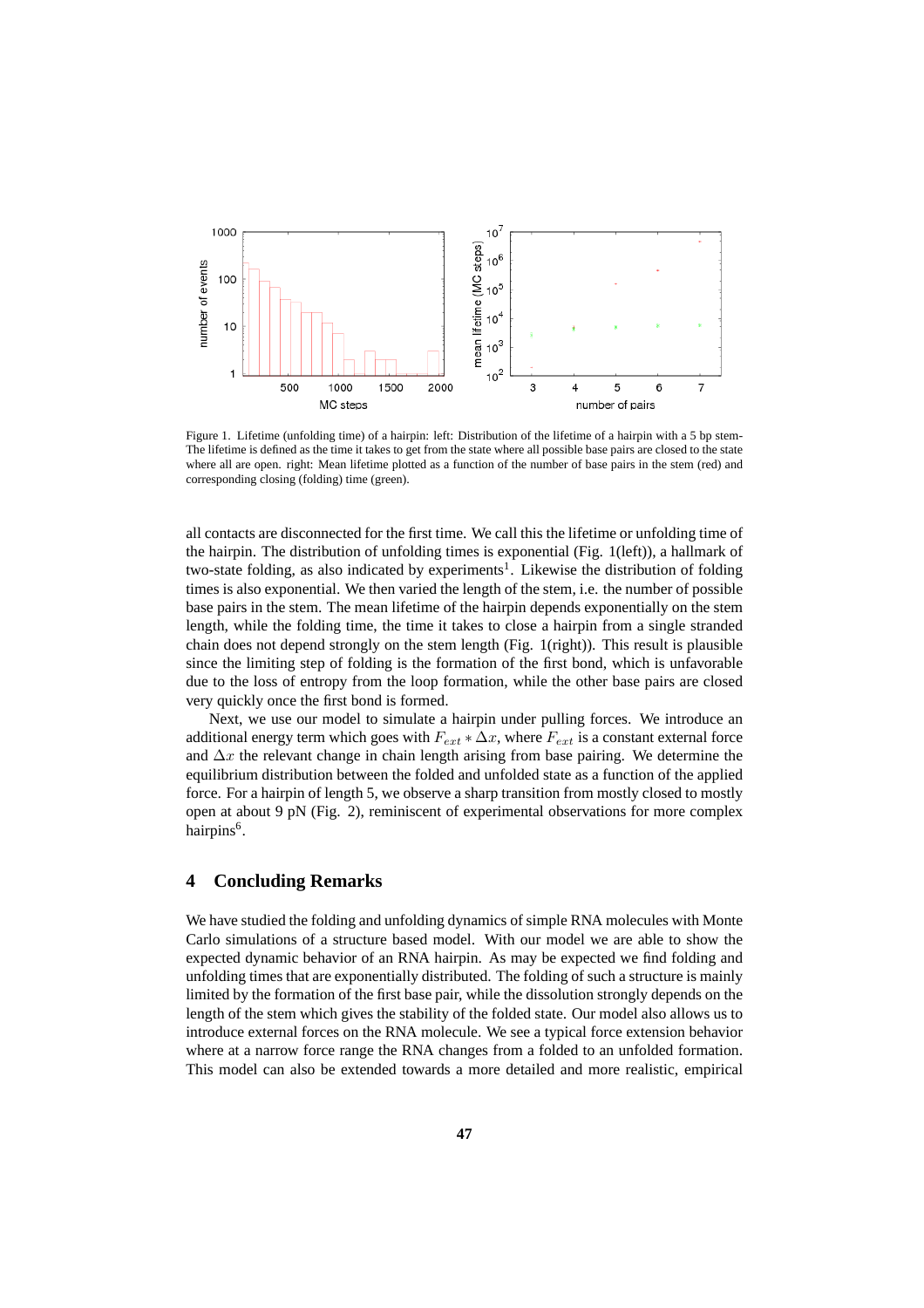Figure 1. Lifetime (unfolding time) of a hairpin: left: Distribution of the lifetime of a hairpin with a 5 bp stem- The lifetime is defined as the time it takes to get from the state where all possible base pairs are closed to the state where all are open. right: Mean lifetime plotted as a function of the number of base pairs in the stem (red) and corresponding closing (folding) time (green).

all contacts are disconnected for the first time. We call this the lifetime or unfolding time of the hairpin. The distribution of unfolding times is exponential (Fig. 1(left)), a hallmark of two-state folding, as also indicated by experiments[1]. Likewise the distribution of folding times is also exponential. We then varied the length of the stem, i.e. the number of possible base pairs in the stem. The mean lifetime of the hairpin depends exponentially on the stem length, while the folding time, the time it takes to close a hairpin from a single stranded chain does not depend strongly on the stem length (Fig. 1(right)). This result is plausible since the limiting step of folding is the formation of the first bond, which is unfavorable due to the loss of entropy from the loop formation, while the other base pairs are closed very quickly once the first bond is formed.

Next, we use our model to simulate a hairpin under pulling forces. We introduce an additional energy term which goes with $F_{ext} * \Delta x$, where $F_{ext}$ is a constant external force and $\Delta x$ the relevant change in chain length arising from base pairing. We determine the equilibrium distribution between the folded and unfolded state as a function of the applied force. For a hairpin of length 5, we observe a sharp transition from mostly closed to mostly open at about 9 pN (Fig. 2), reminiscent of experimental observations for more complex hairpins[6].

## 4 Concluding Remarks

We have studied the folding and unfolding dynamics of simple RNA molecules with Monte Carlo simulations of a structure based model. With our model we are able to show the expected dynamic behavior of an RNA hairpin. As may be expected we find folding and unfolding times that are exponentially distributed. The folding of such a structure is mainly limited by the formation of the first base pair, while the dissolution strongly depends on the length of the stem which gives the stability of the folded state. Our model also allows us to introduce external forces on the RNA molecule. We see a typical force extension behavior where at a narrow force range the RNA changes from a folded to an unfolded formation. This model can also be extended towards a more detailed and more realistic, empirical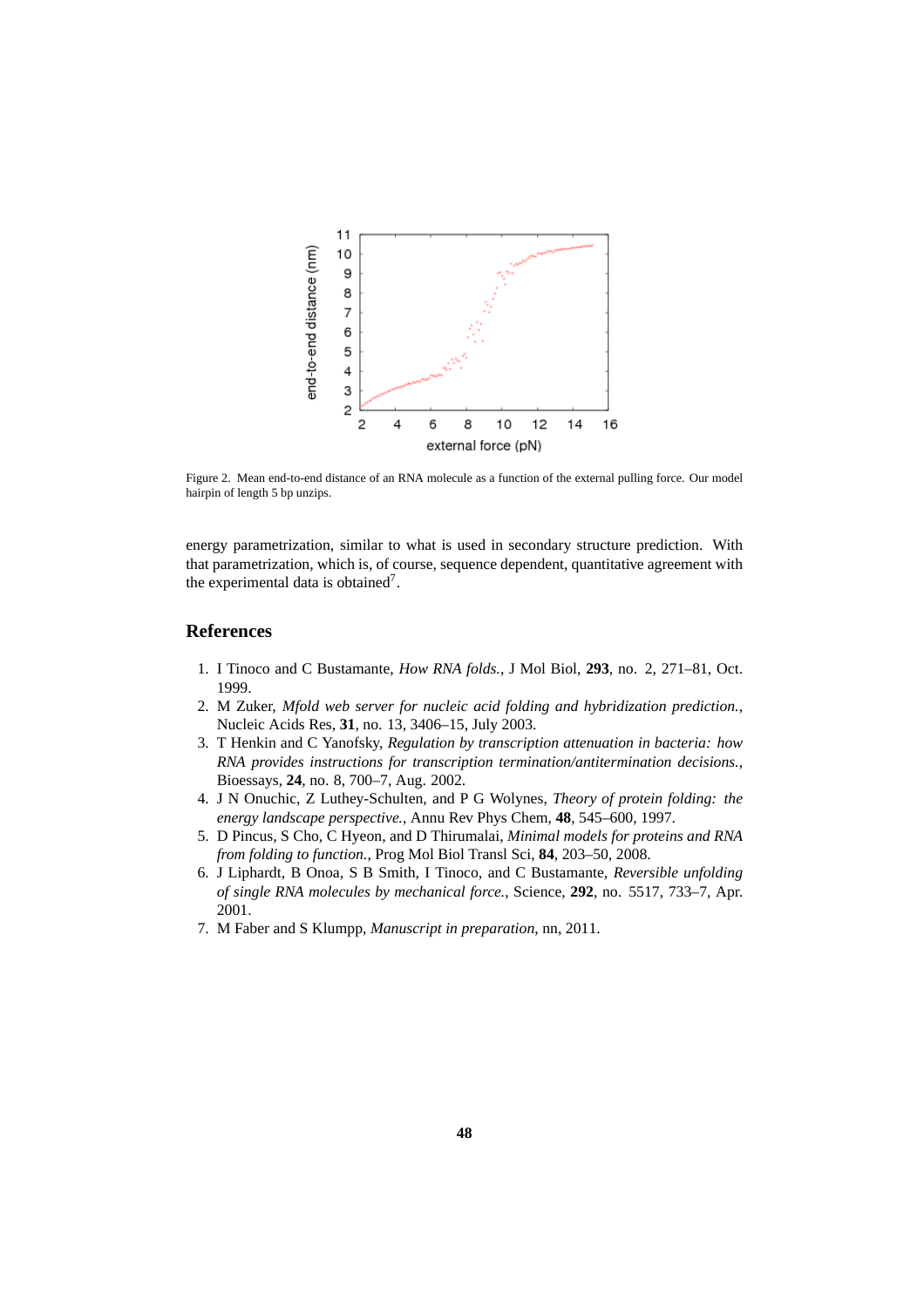end-to-end distance (nm)

11
10
9
8
7
6
5
4
3
2

2 4 6 8 10 12 14 16

external force (pN)

Figure 2. Mean end-to-end distance of an RNA molecule as a function of the external pulling force. Our model hairpin of length 5 bp unzips.

energy parametrization, similar to what is used in secondary structure prediction. With that parametrization, which is, of course, sequence dependent, quantitative agreement with the experimental data is obtained[7].

## References

1. I Tinoco and C Bustamante, *How RNA folds.*, J Mol Biol, **293**, no. 2, 271–81, Oct. 1999.
2. M Zuker, *Mfold web server for nucleic acid folding and hybridization prediction.*, Nucleic Acids Res, **31**, no. 13, 3406–15, July 2003.
3. T Henkin and C Yanofsky, *Regulation by transcription attenuation in bacteria: how RNA provides instructions for transcription termination/antitermination decisions.*, Bioessays, **24**, no. 8, 700–7, Aug. 2002.
4. J N Onuchic, Z Luthey-Schulten, and P G Wolynes, *Theory of protein folding: the energy landscape perspective.*, Annu Rev Phys Chem, **48**, 545–600, 1997.
5. D Pincus, S Cho, C Hyeon, and D Thirumalai, *Minimal models for proteins and RNA from folding to function.*, Prog Mol Biol Transl Sci, **84**, 203–50, 2008.
6. J Liphardt, B Onoa, S B Smith, I Tinoco, and C Bustamante, *Reversible unfolding of single RNA molecules by mechanical force.*, Science, **292**, no. 5517, 733–7, Apr. 2001.
7. M Faber and S Klumpp, *Manuscript in preparation*, nn, 2011.